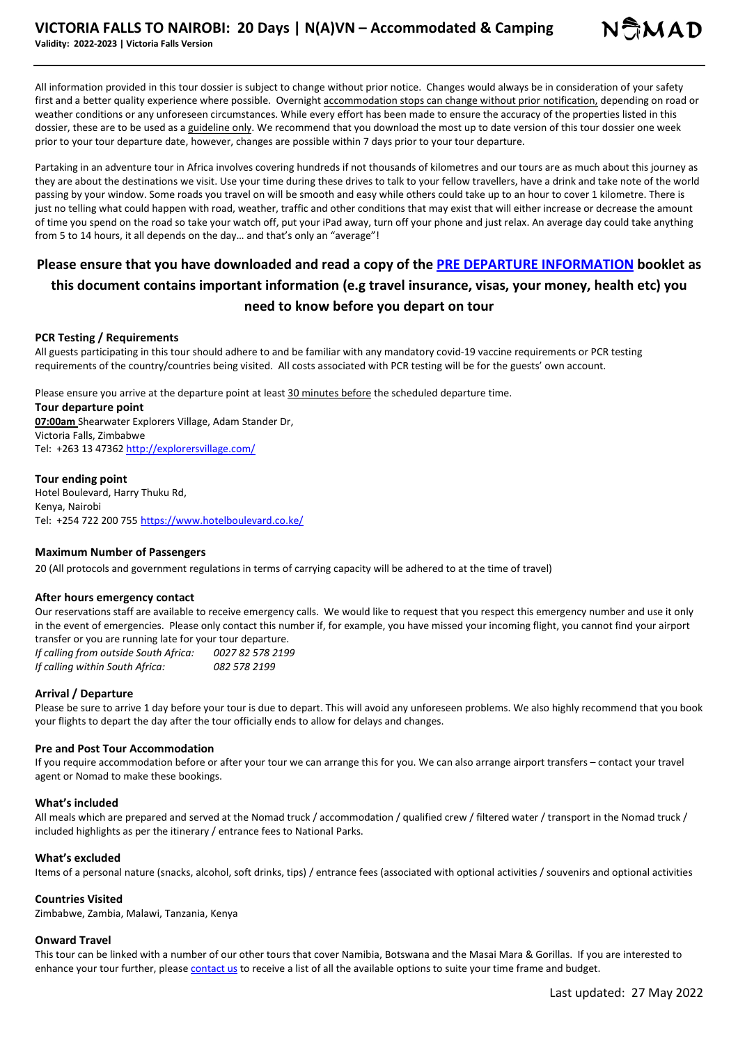# VICTORIA FALLS TO NAIROBI: 20 Days | N(A)VN – Accommodated & Camping

**Validity: 2022-2023 | Victoria Falls Version**

All information provided in this tour dossier is subject to change without prior notice. Changes would always be in consideration of your safety first and a better quality experience where possible. Overnight accommodation stops can change without prior notification, depending on road or weather conditions or any unforeseen circumstances. While every effort has been made to ensure the accuracy of the properties listed in this dossier, these are to be used as a guideline only. We recommend that you download the most up to date version of this tour dossier one week prior to your tour departure date, however, changes are possible within 7 days prior to your tour departure.

Partaking in an adventure tour in Africa involves covering hundreds if not thousands of kilometres and our tours are as much about this journey as they are about the destinations we visit. Use your time during these drives to talk to your fellow travellers, have a drink and take note of the world passing by your window. Some roads you travel on will be smooth and easy while others could take up to an hour to cover 1 kilometre. There is just no telling what could happen with road, weather, traffic and other conditions that may exist that will either increase or decrease the amount of time you spend on the road so take your watch off, put your iPad away, turn off your phone and just relax. An average day could take anything from 5 to 14 hours, it all depends on the day… and that's only an "average"!

## Please ensure that you have downloaded and read a copy of the PRE DEPARTURE INFORMATION booklet as this document contains important information (e.g travel insurance, visas, your money, health etc) you need to know before you depart on tour

### PCR Testing / Requirements

All guests participating in this tour should adhere to and be familiar with any mandatory covid-19 vaccine requirements or PCR testing requirements of the country/countries being visited. All costs associated with PCR testing will be for the guests' own account.

Please ensure you arrive at the departure point at least 30 minutes before the scheduled departure time.

### Tour departure point

**07:00am** Shearwater Explorers Village, Adam Stander Dr,
Victoria Falls, Zimbabwe
Tel: +263 13 47362 http://explorersvillage.com/

### Tour ending point

Hotel Boulevard, Harry Thuku Rd,
Kenya, Nairobi
Tel: +254 722 200 755 https://www.hotelboulevard.co.ke/

### Maximum Number of Passengers

20 (All protocols and government regulations in terms of carrying capacity will be adhered to at the time of travel)

### After hours emergency contact

Our reservations staff are available to receive emergency calls. We would like to request that you respect this emergency number and use it only in the event of emergencies. Please only contact this number if, for example, you have missed your incoming flight, you cannot find your airport transfer or you are running late for your tour departure.

*If calling from outside South Africa:* *0027 82 578 2199*
*If calling within South Africa:* *082 578 2199*

### Arrival / Departure

Please be sure to arrive 1 day before your tour is due to depart. This will avoid any unforeseen problems. We also highly recommend that you book your flights to depart the day after the tour officially ends to allow for delays and changes.

### Pre and Post Tour Accommodation

If you require accommodation before or after your tour we can arrange this for you. We can also arrange airport transfers – contact your travel agent or Nomad to make these bookings.

### What's included

All meals which are prepared and served at the Nomad truck / accommodation / qualified crew / filtered water / transport in the Nomad truck / included highlights as per the itinerary / entrance fees to National Parks.

### What's excluded

Items of a personal nature (snacks, alcohol, soft drinks, tips) / entrance fees (associated with optional activities / souvenirs and optional activities

### Countries Visited

Zimbabwe, Zambia, Malawi, Tanzania, Kenya

### Onward Travel

This tour can be linked with a number of our other tours that cover Namibia, Botswana and the Masai Mara & Gorillas. If you are interested to enhance your tour further, please contact us to receive a list of all the available options to suite your time frame and budget.

Last updated: 27 May 2022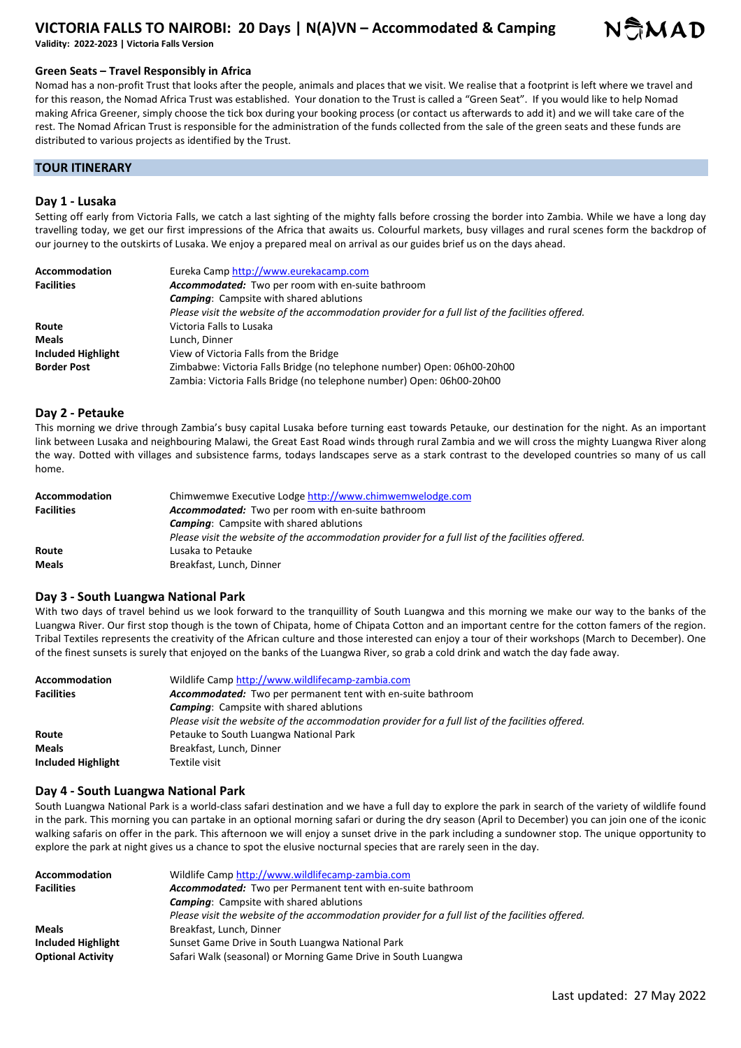### Green Seats – Travel Responsibly in Africa

Nomad has a non-profit Trust that looks after the people, animals and places that we visit. We realise that a footprint is left where we travel and for this reason, the Nomad Africa Trust was established. Your donation to the Trust is called a "Green Seat". If you would like to help Nomad making Africa Greener, simply choose the tick box during your booking process (or contact us afterwards to add it) and we will take care of the rest. The Nomad African Trust is responsible for the administration of the funds collected from the sale of the green seats and these funds are distributed to various projects as identified by the Trust.

## TOUR ITINERARY

### Day 1 - Lusaka

Setting off early from Victoria Falls, we catch a last sighting of the mighty falls before crossing the border into Zambia. While we have a long day travelling today, we get our first impressions of the Africa that awaits us. Colourful markets, busy villages and rural scenes form the backdrop of our journey to the outskirts of Lusaka. We enjoy a prepared meal on arrival as our guides brief us on the days ahead.

| | |
|---|---|
| **Accommodation** | Eureka Camp http://www.eurekacamp.com |
| **Facilities** | ***Accommodated:*** Two per room with en-suite bathroom<br>***Camping***: Campsite with shared ablutions<br>*Please visit the website of the accommodation provider for a full list of the facilities offered.* |
| **Route** | Victoria Falls to Lusaka |
| **Meals** | Lunch, Dinner |
| **Included Highlight** | View of Victoria Falls from the Bridge |
| **Border Post** | Zimbabwe: Victoria Falls Bridge (no telephone number) Open: 06h00-20h00<br>Zambia: Victoria Falls Bridge (no telephone number) Open: 06h00-20h00 |

### Day 2 - Petauke

This morning we drive through Zambia's busy capital Lusaka before turning east towards Petauke, our destination for the night. As an important link between Lusaka and neighbouring Malawi, the Great East Road winds through rural Zambia and we will cross the mighty Luangwa River along the way. Dotted with villages and subsistence farms, todays landscapes serve as a stark contrast to the developed countries so many of us call home.

| | |
|---|---|
| **Accommodation** | Chimwemwe Executive Lodge http://www.chimwemwelodge.com |
| **Facilities** | ***Accommodated:*** Two per room with en-suite bathroom<br>***Camping***: Campsite with shared ablutions<br>*Please visit the website of the accommodation provider for a full list of the facilities offered.* |
| **Route** | Lusaka to Petauke |
| **Meals** | Breakfast, Lunch, Dinner |

### Day 3 - South Luangwa National Park

With two days of travel behind us we look forward to the tranquillity of South Luangwa and this morning we make our way to the banks of the Luangwa River. Our first stop though is the town of Chipata, home of Chipata Cotton and an important centre for the cotton famers of the region. Tribal Textiles represents the creativity of the African culture and those interested can enjoy a tour of their workshops (March to December). One of the finest sunsets is surely that enjoyed on the banks of the Luangwa River, so grab a cold drink and watch the day fade away.

| | |
|---|---|
| **Accommodation** | Wildlife Camp http://www.wildlifecamp-zambia.com |
| **Facilities** | ***Accommodated:*** Two per permanent tent with en-suite bathroom<br>***Camping***: Campsite with shared ablutions<br>*Please visit the website of the accommodation provider for a full list of the facilities offered.* |
| **Route** | Petauke to South Luangwa National Park |
| **Meals** | Breakfast, Lunch, Dinner |
| **Included Highlight** | Textile visit |

### Day 4 - South Luangwa National Park

South Luangwa National Park is a world-class safari destination and we have a full day to explore the park in search of the variety of wildlife found in the park. This morning you can partake in an optional morning safari or during the dry season (April to December) you can join one of the iconic walking safaris on offer in the park. This afternoon we will enjoy a sunset drive in the park including a sundowner stop. The unique opportunity to explore the park at night gives us a chance to spot the elusive nocturnal species that are rarely seen in the day.

| | |
|---|---|
| **Accommodation** | Wildlife Camp http://www.wildlifecamp-zambia.com |
| **Facilities** | ***Accommodated:*** Two per Permanent tent with en-suite bathroom<br>***Camping***: Campsite with shared ablutions<br>*Please visit the website of the accommodation provider for a full list of the facilities offered.* |
| **Meals** | Breakfast, Lunch, Dinner |
| **Included Highlight** | Sunset Game Drive in South Luangwa National Park |
| **Optional Activity** | Safari Walk (seasonal) or Morning Game Drive in South Luangwa |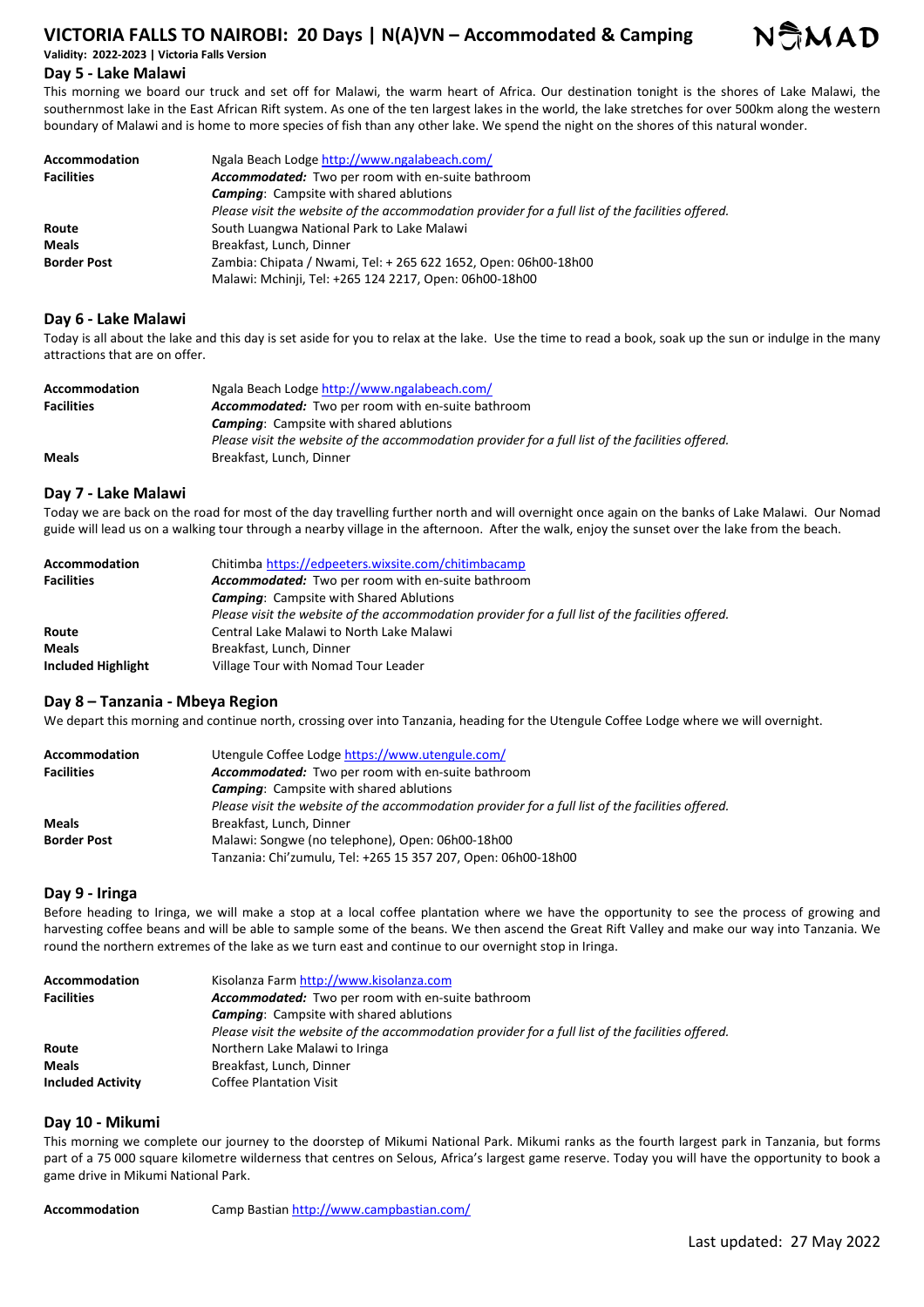# VICTORIA FALLS TO NAIROBI: 20 Days | N(A)VN – Accommodated & Camping

**Validity: 2022-2023 | Victoria Falls Version**

## Day 5 - Lake Malawi

This morning we board our truck and set off for Malawi, the warm heart of Africa. Our destination tonight is the shores of Lake Malawi, the southernmost lake in the East African Rift system. As one of the ten largest lakes in the world, the lake stretches for over 500km along the western boundary of Malawi and is home to more species of fish than any other lake. We spend the night on the shores of this natural wonder.

| | |
|---|---|
| **Accommodation** | Ngala Beach Lodge http://www.ngalabeach.com/ |
| **Facilities** | ***Accommodated:*** Two per room with en-suite bathroom |
| | ***Camping***: Campsite with shared ablutions |
| | *Please visit the website of the accommodation provider for a full list of the facilities offered.* |
| **Route** | South Luangwa National Park to Lake Malawi |
| **Meals** | Breakfast, Lunch, Dinner |
| **Border Post** | Zambia: Chipata / Nwami, Tel: + 265 622 1652, Open: 06h00-18h00 |
| | Malawi: Mchinji, Tel: +265 124 2217, Open: 06h00-18h00 |

## Day 6 - Lake Malawi

Today is all about the lake and this day is set aside for you to relax at the lake. Use the time to read a book, soak up the sun or indulge in the many attractions that are on offer.

| | |
|---|---|
| **Accommodation** | Ngala Beach Lodge http://www.ngalabeach.com/ |
| **Facilities** | ***Accommodated:*** Two per room with en-suite bathroom |
| | ***Camping***: Campsite with shared ablutions |
| | *Please visit the website of the accommodation provider for a full list of the facilities offered.* |
| **Meals** | Breakfast, Lunch, Dinner |

## Day 7 - Lake Malawi

Today we are back on the road for most of the day travelling further north and will overnight once again on the banks of Lake Malawi. Our Nomad guide will lead us on a walking tour through a nearby village in the afternoon. After the walk, enjoy the sunset over the lake from the beach.

| | |
|---|---|
| **Accommodation** | Chitimba https://edpeeters.wixsite.com/chitimbacamp |
| **Facilities** | ***Accommodated:*** Two per room with en-suite bathroom |
| | ***Camping***: Campsite with Shared Ablutions |
| | *Please visit the website of the accommodation provider for a full list of the facilities offered.* |
| **Route** | Central Lake Malawi to North Lake Malawi |
| **Meals** | Breakfast, Lunch, Dinner |
| **Included Highlight** | Village Tour with Nomad Tour Leader |

## Day 8 – Tanzania - Mbeya Region

We depart this morning and continue north, crossing over into Tanzania, heading for the Utengule Coffee Lodge where we will overnight.

| | |
|---|---|
| **Accommodation** | Utengule Coffee Lodge https://www.utengule.com/ |
| **Facilities** | ***Accommodated:*** Two per room with en-suite bathroom |
| | ***Camping***: Campsite with shared ablutions |
| | *Please visit the website of the accommodation provider for a full list of the facilities offered.* |
| **Meals** | Breakfast, Lunch, Dinner |
| **Border Post** | Malawi: Songwe (no telephone), Open: 06h00-18h00 |
| | Tanzania: Chi'zumulu, Tel: +265 15 357 207, Open: 06h00-18h00 |

## Day 9 - Iringa

Before heading to Iringa, we will make a stop at a local coffee plantation where we have the opportunity to see the process of growing and harvesting coffee beans and will be able to sample some of the beans. We then ascend the Great Rift Valley and make our way into Tanzania. We round the northern extremes of the lake as we turn east and continue to our overnight stop in Iringa.

| | |
|---|---|
| **Accommodation** | Kisolanza Farm http://www.kisolanza.com |
| **Facilities** | ***Accommodated:*** Two per room with en-suite bathroom |
| | ***Camping***: Campsite with shared ablutions |
| | *Please visit the website of the accommodation provider for a full list of the facilities offered.* |
| **Route** | Northern Lake Malawi to Iringa |
| **Meals** | Breakfast, Lunch, Dinner |
| **Included Activity** | Coffee Plantation Visit |

## Day 10 - Mikumi

This morning we complete our journey to the doorstep of Mikumi National Park. Mikumi ranks as the fourth largest park in Tanzania, but forms part of a 75 000 square kilometre wilderness that centres on Selous, Africa's largest game reserve. Today you will have the opportunity to book a game drive in Mikumi National Park.

| | |
|---|---|
| **Accommodation** | Camp Bastian http://www.campbastian.com/ |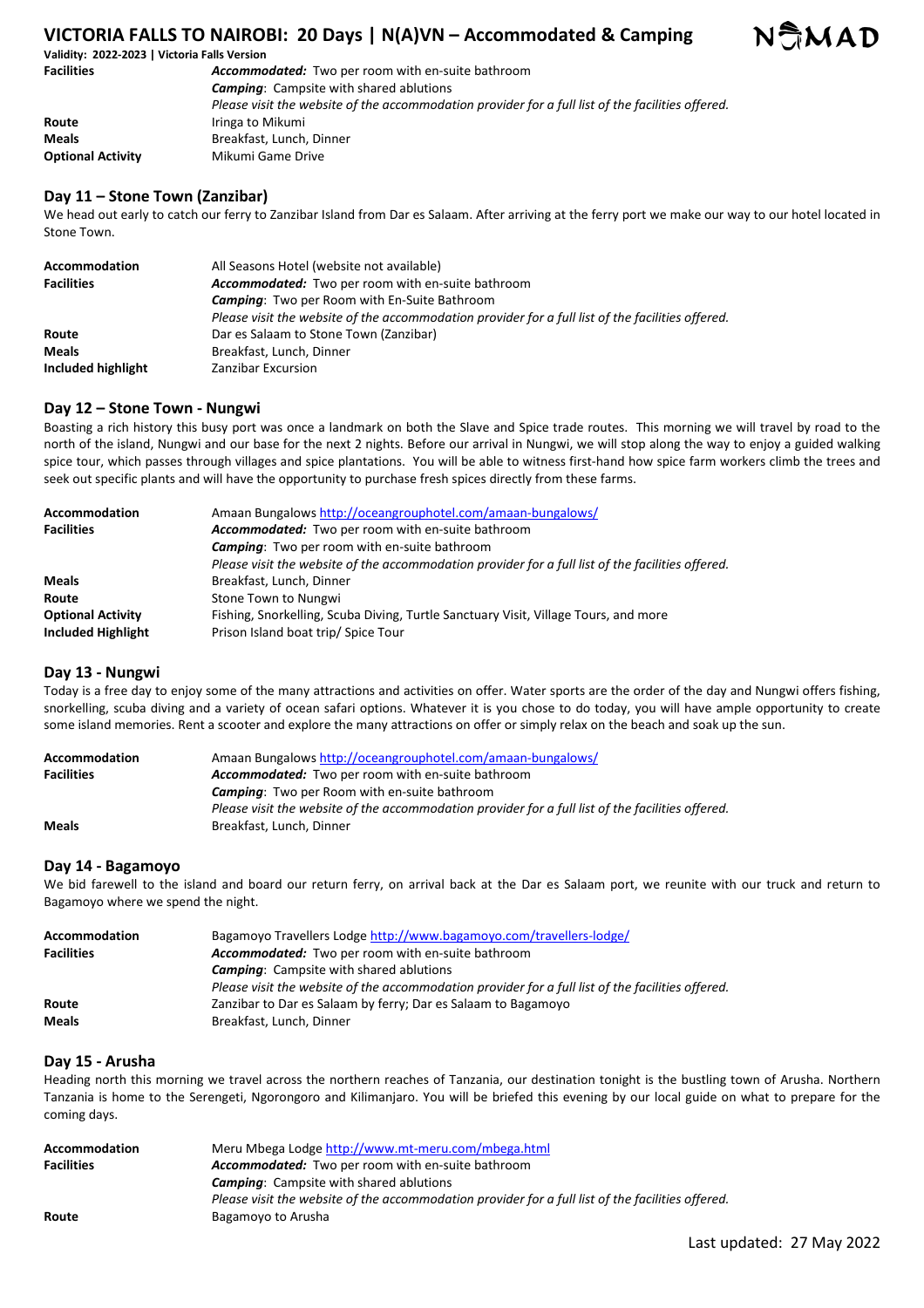# VICTORIA FALLS TO NAIROBI: 20 Days | N(A)VN – Accommodated & Camping

**Validity: 2022-2023 | Victoria Falls Version**

| | |
|---|---|
| **Facilities** | ***Accommodated:*** Two per room with en-suite bathroom |
| | ***Camping***: Campsite with shared ablutions |
| | *Please visit the website of the accommodation provider for a full list of the facilities offered.* |
| **Route** | Iringa to Mikumi |
| **Meals** | Breakfast, Lunch, Dinner |
| **Optional Activity** | Mikumi Game Drive |

## Day 11 – Stone Town (Zanzibar)

We head out early to catch our ferry to Zanzibar Island from Dar es Salaam. After arriving at the ferry port we make our way to our hotel located in Stone Town.

| | |
|---|---|
| **Accommodation** | All Seasons Hotel (website not available) |
| **Facilities** | ***Accommodated:*** Two per room with en-suite bathroom |
| | ***Camping***: Two per Room with En-Suite Bathroom |
| | *Please visit the website of the accommodation provider for a full list of the facilities offered.* |
| **Route** | Dar es Salaam to Stone Town (Zanzibar) |
| **Meals** | Breakfast, Lunch, Dinner |
| **Included highlight** | Zanzibar Excursion |

## Day 12 – Stone Town - Nungwi

Boasting a rich history this busy port was once a landmark on both the Slave and Spice trade routes. This morning we will travel by road to the north of the island, Nungwi and our base for the next 2 nights. Before our arrival in Nungwi, we will stop along the way to enjoy a guided walking spice tour, which passes through villages and spice plantations. You will be able to witness first-hand how spice farm workers climb the trees and seek out specific plants and will have the opportunity to purchase fresh spices directly from these farms.

| | |
|---|---|
| **Accommodation** | Amaan Bungalows http://oceangrouphotel.com/amaan-bungalows/ |
| **Facilities** | ***Accommodated:*** Two per room with en-suite bathroom |
| | ***Camping***: Two per room with en-suite bathroom |
| | *Please visit the website of the accommodation provider for a full list of the facilities offered.* |
| **Meals** | Breakfast, Lunch, Dinner |
| **Route** | Stone Town to Nungwi |
| **Optional Activity** | Fishing, Snorkelling, Scuba Diving, Turtle Sanctuary Visit, Village Tours, and more |
| **Included Highlight** | Prison Island boat trip/ Spice Tour |

## Day 13 - Nungwi

Today is a free day to enjoy some of the many attractions and activities on offer. Water sports are the order of the day and Nungwi offers fishing, snorkelling, scuba diving and a variety of ocean safari options. Whatever it is you chose to do today, you will have ample opportunity to create some island memories. Rent a scooter and explore the many attractions on offer or simply relax on the beach and soak up the sun.

| | |
|---|---|
| **Accommodation** | Amaan Bungalows http://oceangrouphotel.com/amaan-bungalows/ |
| **Facilities** | ***Accommodated:*** Two per room with en-suite bathroom |
| | ***Camping***: Two per Room with en-suite bathroom |
| | *Please visit the website of the accommodation provider for a full list of the facilities offered.* |
| **Meals** | Breakfast, Lunch, Dinner |

## Day 14 - Bagamoyo

We bid farewell to the island and board our return ferry, on arrival back at the Dar es Salaam port, we reunite with our truck and return to Bagamoyo where we spend the night.

| | |
|---|---|
| **Accommodation** | Bagamoyo Travellers Lodge http://www.bagamoyo.com/travellers-lodge/ |
| **Facilities** | ***Accommodated:*** Two per room with en-suite bathroom |
| | ***Camping***: Campsite with shared ablutions |
| | *Please visit the website of the accommodation provider for a full list of the facilities offered.* |
| **Route** | Zanzibar to Dar es Salaam by ferry; Dar es Salaam to Bagamoyo |
| **Meals** | Breakfast, Lunch, Dinner |

## Day 15 - Arusha

Heading north this morning we travel across the northern reaches of Tanzania, our destination tonight is the bustling town of Arusha. Northern Tanzania is home to the Serengeti, Ngorongoro and Kilimanjaro. You will be briefed this evening by our local guide on what to prepare for the coming days.

| | |
|---|---|
| **Accommodation** | Meru Mbega Lodge http://www.mt-meru.com/mbega.html |
| **Facilities** | ***Accommodated:*** Two per room with en-suite bathroom |
| | ***Camping***: Campsite with shared ablutions |
| | *Please visit the website of the accommodation provider for a full list of the facilities offered.* |
| **Route** | Bagamoyo to Arusha |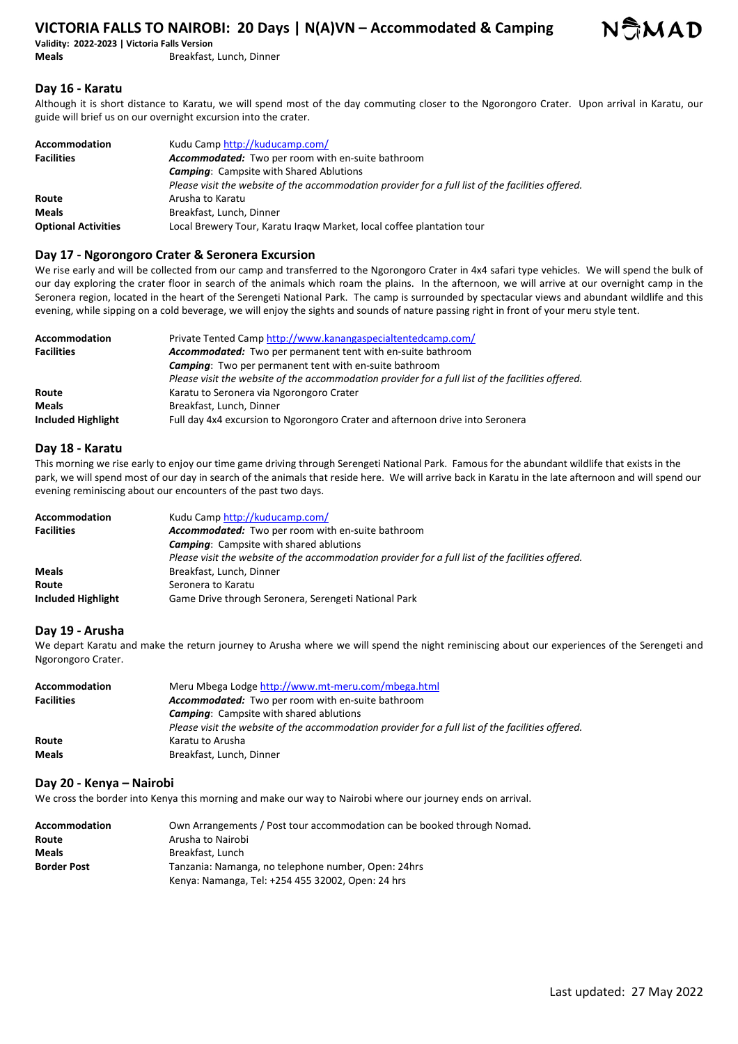# VICTORIA FALLS TO NAIROBI: 20 Days | N(A)VN – Accommodated & Camping

**Validity: 2022-2023 | Victoria Falls Version**

**Meals** Breakfast, Lunch, Dinner

## Day 16 - Karatu

Although it is short distance to Karatu, we will spend most of the day commuting closer to the Ngorongoro Crater. Upon arrival in Karatu, our guide will brief us on our overnight excursion into the crater.

| | |
|---|---|
| **Accommodation** | Kudu Camp http://kuducamp.com/ |
| **Facilities** | ***Accommodated:*** Two per room with en-suite bathroom |
| | ***Camping***: Campsite with Shared Ablutions |
| | *Please visit the website of the accommodation provider for a full list of the facilities offered.* |
| **Route** | Arusha to Karatu |
| **Meals** | Breakfast, Lunch, Dinner |
| **Optional Activities** | Local Brewery Tour, Karatu Iraqw Market, local coffee plantation tour |

## Day 17 - Ngorongoro Crater & Seronera Excursion

We rise early and will be collected from our camp and transferred to the Ngorongoro Crater in 4x4 safari type vehicles. We will spend the bulk of our day exploring the crater floor in search of the animals which roam the plains. In the afternoon, we will arrive at our overnight camp in the Seronera region, located in the heart of the Serengeti National Park. The camp is surrounded by spectacular views and abundant wildlife and this evening, while sipping on a cold beverage, we will enjoy the sights and sounds of nature passing right in front of your meru style tent.

| | |
|---|---|
| **Accommodation** | Private Tented Camp http://www.kanangaspecialtentedcamp.com/ |
| **Facilities** | ***Accommodated:*** Two per permanent tent with en-suite bathroom |
| | ***Camping***: Two per permanent tent with en-suite bathroom |
| | *Please visit the website of the accommodation provider for a full list of the facilities offered.* |
| **Route** | Karatu to Seronera via Ngorongoro Crater |
| **Meals** | Breakfast, Lunch, Dinner |
| **Included Highlight** | Full day 4x4 excursion to Ngorongoro Crater and afternoon drive into Seronera |

## Day 18 - Karatu

This morning we rise early to enjoy our time game driving through Serengeti National Park. Famous for the abundant wildlife that exists in the park, we will spend most of our day in search of the animals that reside here. We will arrive back in Karatu in the late afternoon and will spend our evening reminiscing about our encounters of the past two days.

| | |
|---|---|
| **Accommodation** | Kudu Camp http://kuducamp.com/ |
| **Facilities** | ***Accommodated:*** Two per room with en-suite bathroom |
| | ***Camping***: Campsite with shared ablutions |
| | *Please visit the website of the accommodation provider for a full list of the facilities offered.* |
| **Meals** | Breakfast, Lunch, Dinner |
| **Route** | Seronera to Karatu |
| **Included Highlight** | Game Drive through Seronera, Serengeti National Park |

## Day 19 - Arusha

We depart Karatu and make the return journey to Arusha where we will spend the night reminiscing about our experiences of the Serengeti and Ngorongoro Crater.

| | |
|---|---|
| **Accommodation** | Meru Mbega Lodge http://www.mt-meru.com/mbega.html |
| **Facilities** | ***Accommodated:*** Two per room with en-suite bathroom |
| | ***Camping***: Campsite with shared ablutions |
| | *Please visit the website of the accommodation provider for a full list of the facilities offered.* |
| **Route** | Karatu to Arusha |
| **Meals** | Breakfast, Lunch, Dinner |

## Day 20 - Kenya – Nairobi

We cross the border into Kenya this morning and make our way to Nairobi where our journey ends on arrival.

| | |
|---|---|
| **Accommodation** | Own Arrangements / Post tour accommodation can be booked through Nomad. |
| **Route** | Arusha to Nairobi |
| **Meals** | Breakfast, Lunch |
| **Border Post** | Tanzania: Namanga, no telephone number, Open: 24hrs |
| | Kenya: Namanga, Tel: +254 455 32002, Open: 24 hrs |

Last updated: 27 May 2022